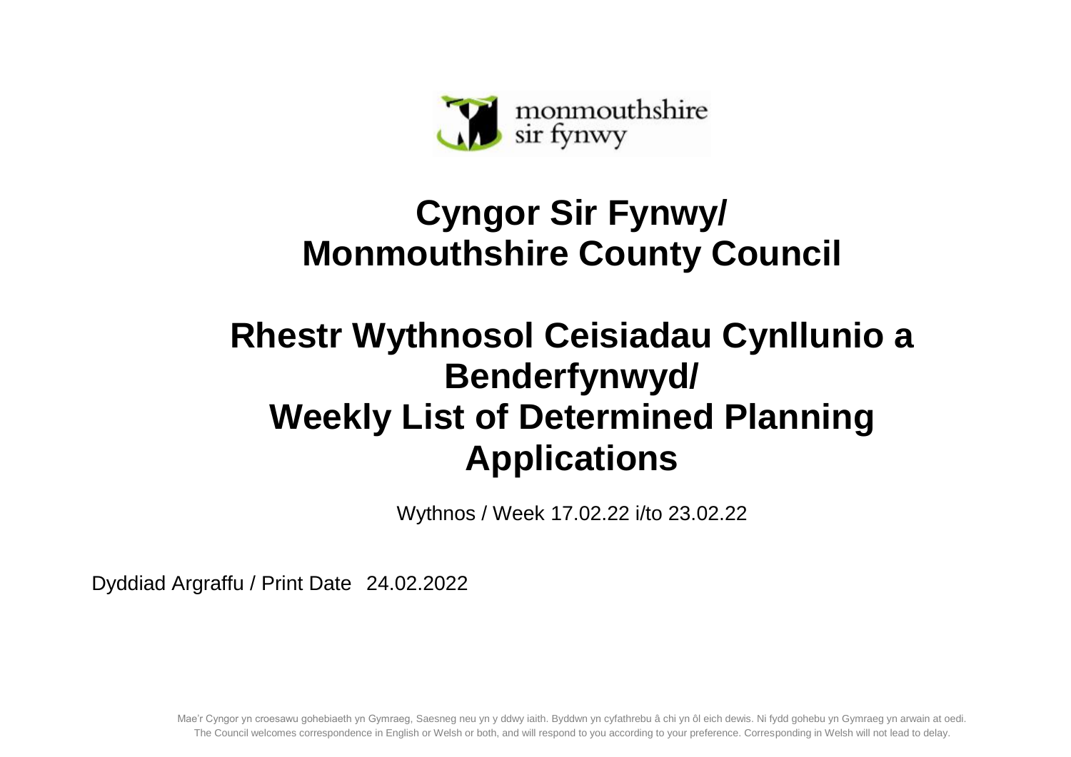monmouthshire
sir fynwy

# Cyngor Sir Fynwy/ Monmouthshire County Council

# Rhestr Wythnosol Ceisiadau Cynllunio a Benderfynwyd/ Weekly List of Determined Planning Applications

Wythnos / Week 17.02.22 i/to 23.02.22

Dyddiad Argraffu / Print Date 24.02.2022

Mae'r Cyngor yn croesawu gohebiaeth yn Gymraeg, Saesneg neu yn y ddwy iaith. Byddwn yn cyfathrebu â chi yn ôl eich dewis. Ni fydd gohebu yn Gymraeg yn arwain at oedi.
The Council welcomes correspondence in English or Welsh or both, and will respond to you according to your preference. Corresponding in Welsh will not lead to delay.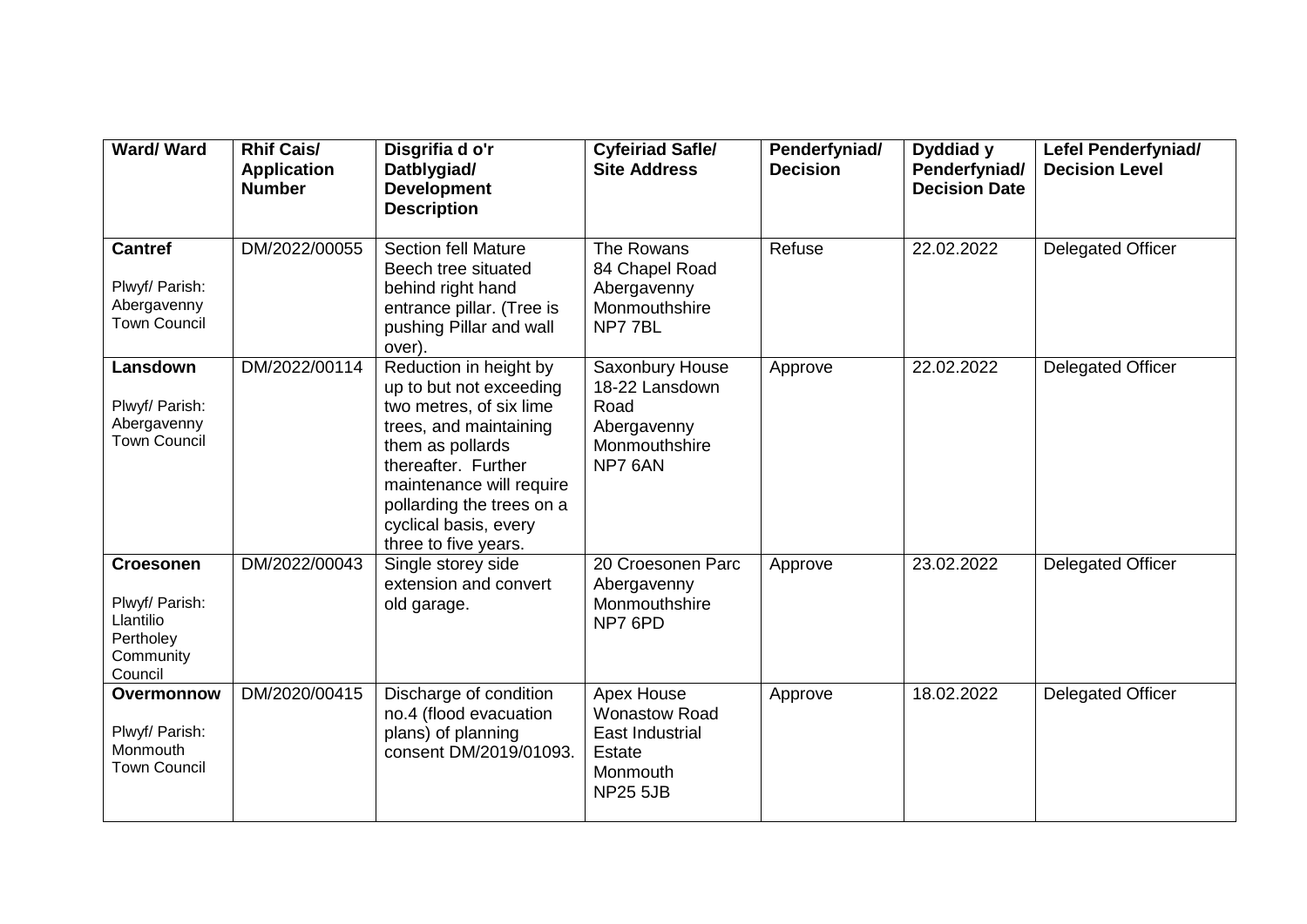| Ward/ Ward | Rhif Cais/ Application Number | Disgrifia d o'r Datblygiad/ Development Description | Cyfeiriad Safle/ Site Address | Penderfyniad/ Decision | Dyddiad y Penderfyniad/ Decision Date | Lefel Penderfyniad/ Decision Level |
|---|---|---|---|---|---|---|
| **Cantref**<br>Plwyf/ Parish: Abergavenny Town Council | DM/2022/00055 | Section fell Mature Beech tree situated behind right hand entrance pillar. (Tree is pushing Pillar and wall over). | The Rowans 84 Chapel Road Abergavenny Monmouthshire NP7 7BL | Refuse | 22.02.2022 | Delegated Officer |
| **Lansdown**<br>Plwyf/ Parish: Abergavenny Town Council | DM/2022/00114 | Reduction in height by up to but not exceeding two metres, of six lime trees, and maintaining them as pollards thereafter. Further maintenance will require pollarding the trees on a cyclical basis, every three to five years. | Saxonbury House 18-22 Lansdown Road Abergavenny Monmouthshire NP7 6AN | Approve | 22.02.2022 | Delegated Officer |
| **Croesonen**<br>Plwyf/ Parish: Llantilio Pertholey Community Council | DM/2022/00043 | Single storey side extension and convert old garage. | 20 Croesonen Parc Abergavenny Monmouthshire NP7 6PD | Approve | 23.02.2022 | Delegated Officer |
| **Overmonnow**<br>Plwyf/ Parish: Monmouth Town Council | DM/2020/00415 | Discharge of condition no.4 (flood evacuation plans) of planning consent DM/2019/01093. | Apex House Wonastow Road East Industrial Estate Monmouth NP25 5JB | Approve | 18.02.2022 | Delegated Officer |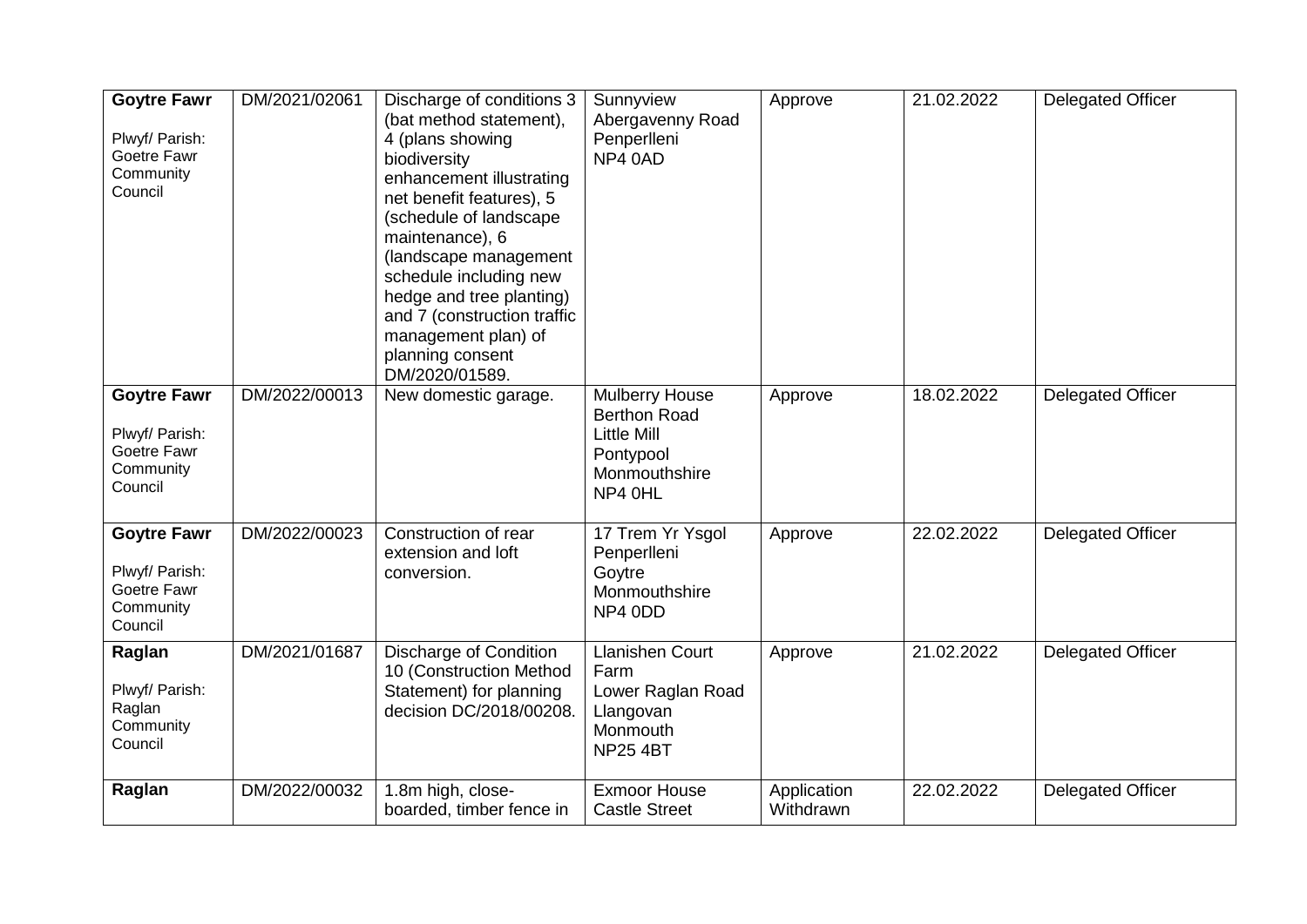| **Goytre Fawr**<br><br>Plwyf/ Parish: Goetre Fawr Community Council | DM/2021/02061 | Discharge of conditions 3 (bat method statement), 4 (plans showing biodiversity enhancement illustrating net benefit features), 5 (schedule of landscape maintenance), 6 (landscape management schedule including new hedge and tree planting) and 7 (construction traffic management plan) of planning consent DM/2020/01589. | Sunnyview Abergavenny Road Penperlleni NP4 0AD | Approve | 21.02.2022 | Delegated Officer |
|---|---|---|---|---|---|---|
| **Goytre Fawr**<br><br>Plwyf/ Parish: Goetre Fawr Community Council | DM/2022/00013 | New domestic garage. | Mulberry House Berthon Road Little Mill Pontypool Monmouthshire NP4 0HL | Approve | 18.02.2022 | Delegated Officer |
| **Goytre Fawr**<br><br>Plwyf/ Parish: Goetre Fawr Community Council | DM/2022/00023 | Construction of rear extension and loft conversion. | 17 Trem Yr Ysgol Penperlleni Goytre Monmouthshire NP4 0DD | Approve | 22.02.2022 | Delegated Officer |
| **Raglan**<br><br>Plwyf/ Parish: Raglan Community Council | DM/2021/01687 | Discharge of Condition 10 (Construction Method Statement) for planning decision DC/2018/00208. | Llanishen Court Farm Lower Raglan Road Llangovan Monmouth NP25 4BT | Approve | 21.02.2022 | Delegated Officer |
| **Raglan** | DM/2022/00032 | 1.8m high, close-boarded, timber fence in | Exmoor House Castle Street | Application Withdrawn | 22.02.2022 | Delegated Officer |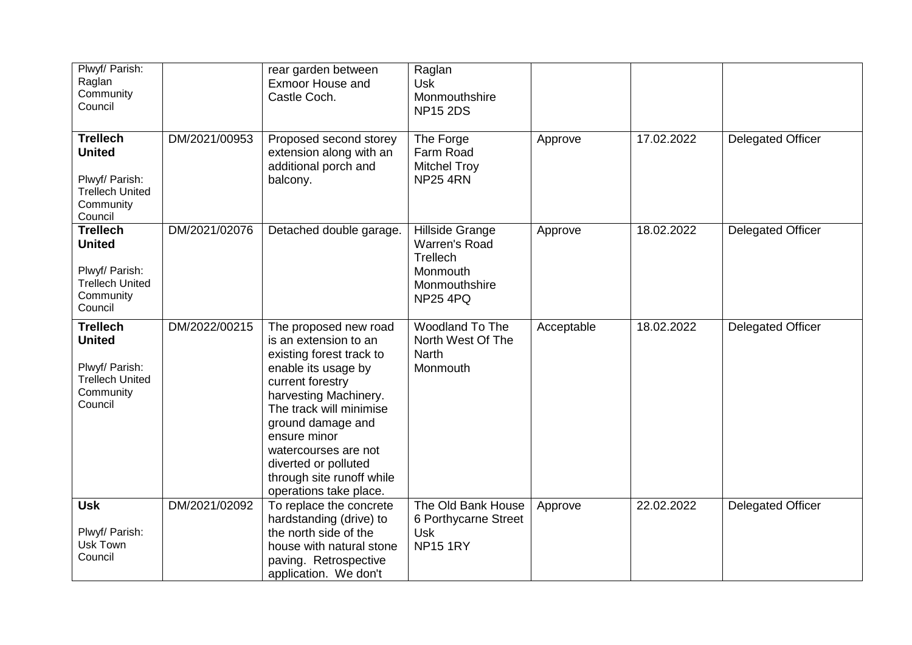| | | | | | | |
|---|---|---|---|---|---|---|
| Plwyf/ Parish: Raglan Community Council | | rear garden between Exmoor House and Castle Coch. | Raglan Usk Monmouthshire NP15 2DS | | | |
| **Trellech United** Plwyf/ Parish: Trellech United Community Council | DM/2021/00953 | Proposed second storey extension along with an additional porch and balcony. | The Forge Farm Road Mitchel Troy NP25 4RN | Approve | 17.02.2022 | Delegated Officer |
| **Trellech United** Plwyf/ Parish: Trellech United Community Council | DM/2021/02076 | Detached double garage. | Hillside Grange Warren's Road Trellech Monmouth Monmouthshire NP25 4PQ | Approve | 18.02.2022 | Delegated Officer |
| **Trellech United** Plwyf/ Parish: Trellech United Community Council | DM/2022/00215 | The proposed new road is an extension to an existing forest track to enable its usage by current forestry harvesting Machinery. The track will minimise ground damage and ensure minor watercourses are not diverted or polluted through site runoff while operations take place. | Woodland To The North West Of The Narth Monmouth | Acceptable | 18.02.2022 | Delegated Officer |
| **Usk** Plwyf/ Parish: Usk Town Council | DM/2021/02092 | To replace the concrete hardstanding (drive) to the north side of the house with natural stone paving. Retrospective application. We don't | The Old Bank House 6 Porthycarne Street Usk NP15 1RY | Approve | 22.02.2022 | Delegated Officer |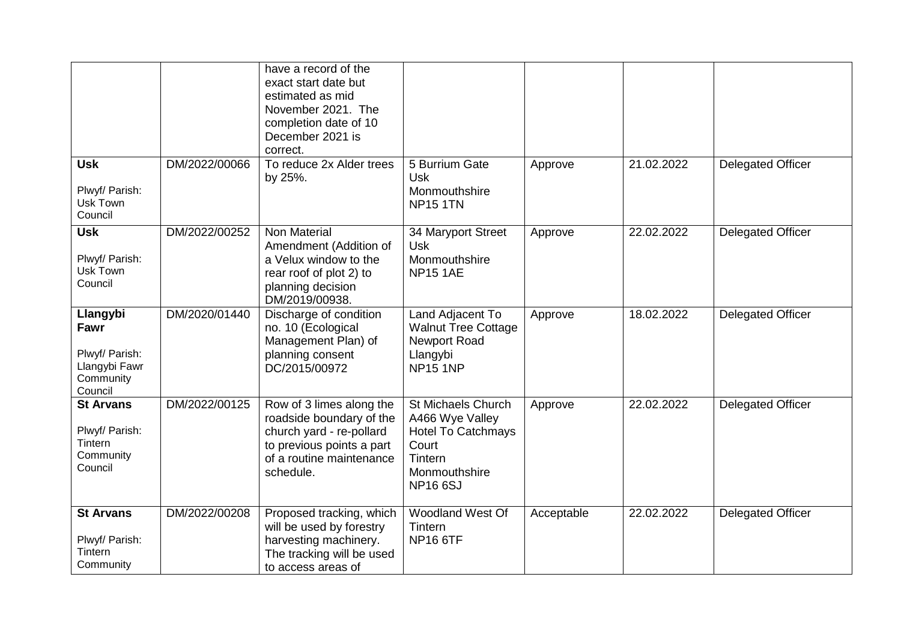| | | | | | | |
|---|---|---|---|---|---|---|
| | | have a record of the exact start date but estimated as mid November 2021. The completion date of 10 December 2021 is correct. | | | | |
| **Usk**<br><br>Plwyf/ Parish: Usk Town Council | DM/2022/00066 | To reduce 2x Alder trees by 25%. | 5 Burrium Gate Usk Monmouthshire NP15 1TN | Approve | 21.02.2022 | Delegated Officer |
| **Usk**<br><br>Plwyf/ Parish: Usk Town Council | DM/2022/00252 | Non Material Amendment (Addition of a Velux window to the rear roof of plot 2) to planning decision DM/2019/00938. | 34 Maryport Street Usk Monmouthshire NP15 1AE | Approve | 22.02.2022 | Delegated Officer |
| **Llangybi Fawr**<br><br>Plwyf/ Parish: Llangybi Fawr Community Council | DM/2020/01440 | Discharge of condition no. 10 (Ecological Management Plan) of planning consent DC/2015/00972 | Land Adjacent To Walnut Tree Cottage Newport Road Llangybi NP15 1NP | Approve | 18.02.2022 | Delegated Officer |
| **St Arvans**<br><br>Plwyf/ Parish: Tintern Community Council | DM/2022/00125 | Row of 3 limes along the roadside boundary of the church yard - re-pollard to previous points a part of a routine maintenance schedule. | St Michaels Church A466 Wye Valley Hotel To Catchmays Court Tintern Monmouthshire NP16 6SJ | Approve | 22.02.2022 | Delegated Officer |
| **St Arvans**<br><br>Plwyf/ Parish: Tintern Community | DM/2022/00208 | Proposed tracking, which will be used by forestry harvesting machinery. The tracking will be used to access areas of | Woodland West Of Tintern NP16 6TF | Acceptable | 22.02.2022 | Delegated Officer |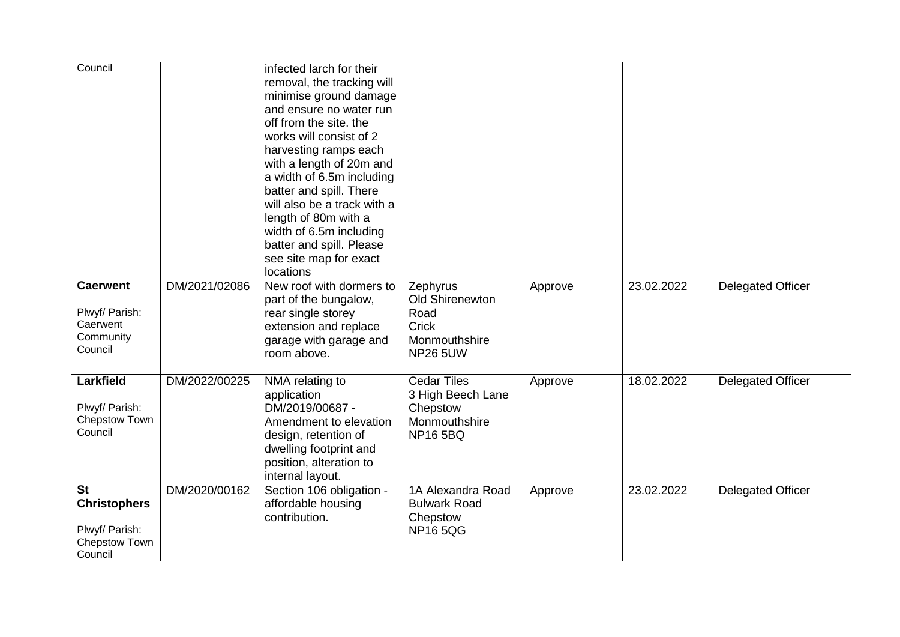| | | | | | | |
|---|---|---|---|---|---|---|
| Council | | infected larch for their removal, the tracking will minimise ground damage and ensure no water run off from the site. the works will consist of 2 harvesting ramps each with a length of 20m and a width of 6.5m including batter and spill. There will also be a track with a length of 80m with a width of 6.5m including batter and spill. Please see site map for exact locations | | | | |
| **Caerwent**<br><br>Plwyf/ Parish: Caerwent Community Council | DM/2021/02086 | New roof with dormers to part of the bungalow, rear single storey extension and replace garage with garage and room above. | Zephyrus<br>Old Shirenewton Road<br>Crick<br>Monmouthshire<br>NP26 5UW | Approve | 23.02.2022 | Delegated Officer |
| **Larkfield**<br><br>Plwyf/ Parish: Chepstow Town Council | DM/2022/00225 | NMA relating to application DM/2019/00687 - Amendment to elevation design, retention of dwelling footprint and position, alteration to internal layout. | Cedar Tiles<br>3 High Beech Lane<br>Chepstow<br>Monmouthshire<br>NP16 5BQ | Approve | 18.02.2022 | Delegated Officer |
| **St Christophers**<br><br>Plwyf/ Parish: Chepstow Town Council | DM/2020/00162 | Section 106 obligation - affordable housing contribution. | 1A Alexandra Road<br>Bulwark Road<br>Chepstow<br>NP16 5QG | Approve | 23.02.2022 | Delegated Officer |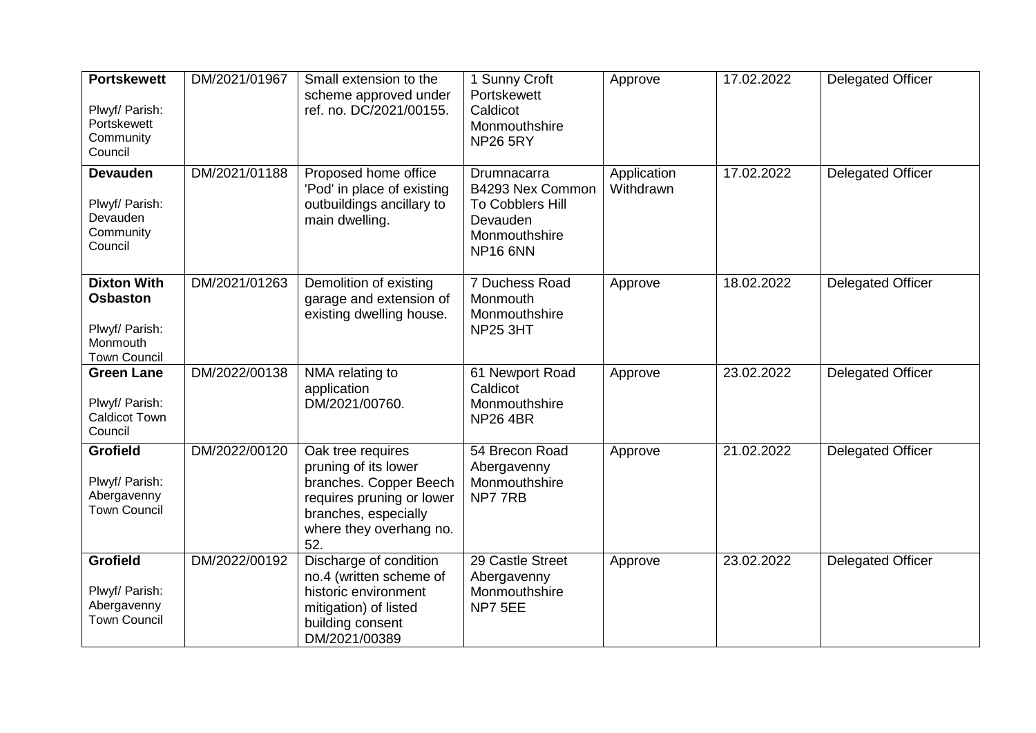| **Portskewett**<br><br>Plwyf/ Parish: Portskewett Community Council | DM/2021/01967 | Small extension to the scheme approved under ref. no. DC/2021/00155. | 1 Sunny Croft Portskewett Caldicot Monmouthshire NP26 5RY | Approve | 17.02.2022 | Delegated Officer |
|---|---|---|---|---|---|---|
| **Devauden**<br><br>Plwyf/ Parish: Devauden Community Council | DM/2021/01188 | Proposed home office 'Pod' in place of existing outbuildings ancillary to main dwelling. | Drumnacarra B4293 Nex Common To Cobblers Hill Devauden Monmouthshire NP16 6NN | Application Withdrawn | 17.02.2022 | Delegated Officer |
| **Dixton With Osbaston**<br><br>Plwyf/ Parish: Monmouth Town Council | DM/2021/01263 | Demolition of existing garage and extension of existing dwelling house. | 7 Duchess Road Monmouth Monmouthshire NP25 3HT | Approve | 18.02.2022 | Delegated Officer |
| **Green Lane**<br><br>Plwyf/ Parish: Caldicot Town Council | DM/2022/00138 | NMA relating to application DM/2021/00760. | 61 Newport Road Caldicot Monmouthshire NP26 4BR | Approve | 23.02.2022 | Delegated Officer |
| **Grofield**<br><br>Plwyf/ Parish: Abergavenny Town Council | DM/2022/00120 | Oak tree requires pruning of its lower branches. Copper Beech requires pruning or lower branches, especially where they overhang no. 52. | 54 Brecon Road Abergavenny Monmouthshire NP7 7RB | Approve | 21.02.2022 | Delegated Officer |
| **Grofield**<br><br>Plwyf/ Parish: Abergavenny Town Council | DM/2022/00192 | Discharge of condition no.4 (written scheme of historic environment mitigation) of listed building consent DM/2021/00389 | 29 Castle Street Abergavenny Monmouthshire NP7 5EE | Approve | 23.02.2022 | Delegated Officer |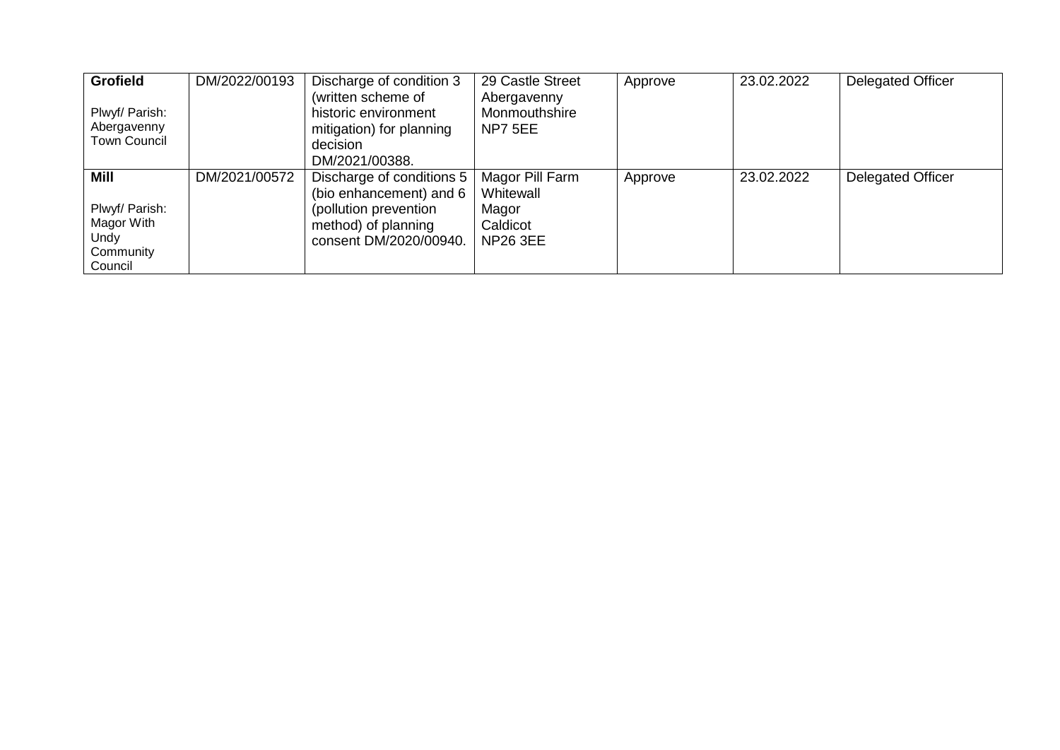| | | | | | | |
|---|---|---|---|---|---|---|
| **Grofield**<br><br>Plwyf/ Parish: Abergavenny Town Council | DM/2022/00193 | Discharge of condition 3 (written scheme of historic environment mitigation) for planning decision DM/2021/00388. | 29 Castle Street Abergavenny Monmouthshire NP7 5EE | Approve | 23.02.2022 | Delegated Officer |
| **Mill**<br><br>Plwyf/ Parish: Magor With Undy Community Council | DM/2021/00572 | Discharge of conditions 5 (bio enhancement) and 6 (pollution prevention method) of planning consent DM/2020/00940. | Magor Pill Farm Whitewall Magor Caldicot NP26 3EE | Approve | 23.02.2022 | Delegated Officer |